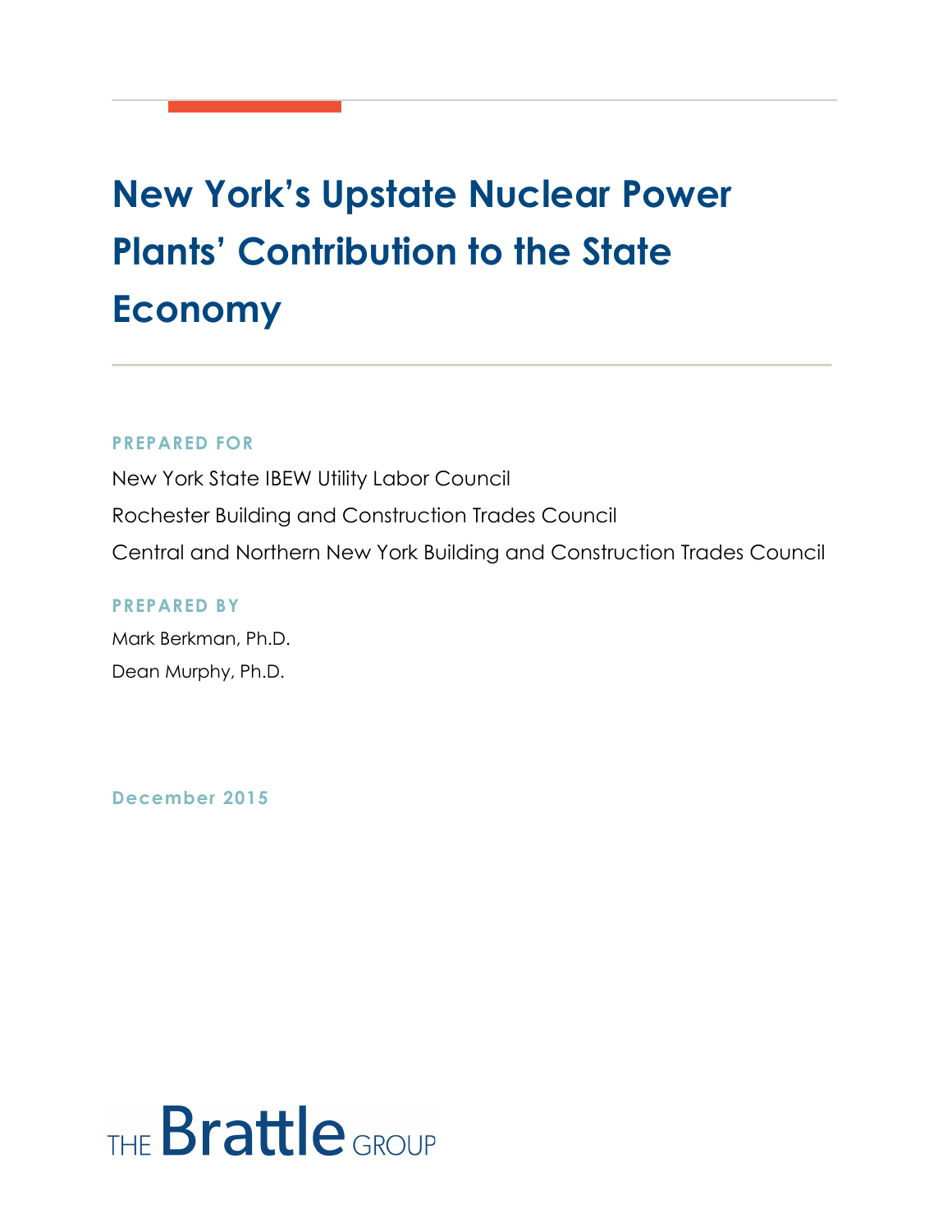# New York's Upstate Nuclear Power Plants' Contribution to the State Economy

**PREPARED FOR**

New York State IBEW Utility Labor Council

Rochester Building and Construction Trades Council

Central and Northern New York Building and Construction Trades Council

**PREPARED BY**

Mark Berkman, Ph.D.

Dean Murphy, Ph.D.

**December 2015**

THE Brattle GROUP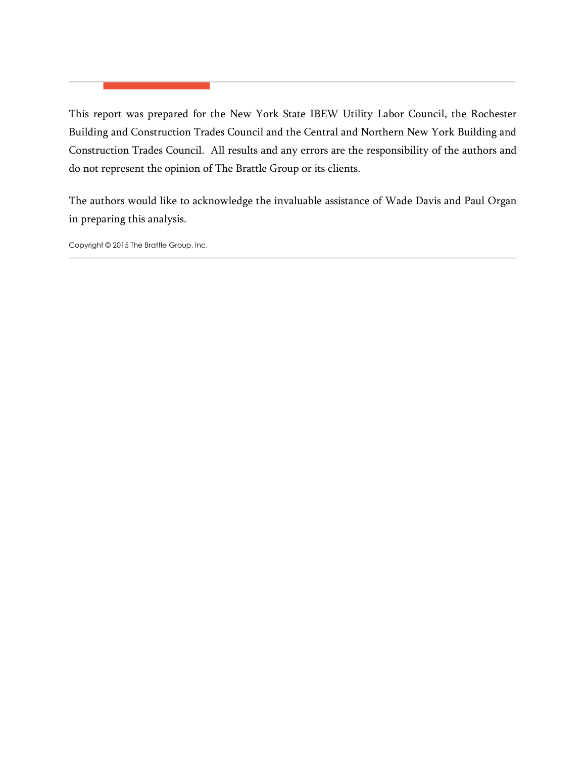This report was prepared for the New York State IBEW Utility Labor Council, the Rochester Building and Construction Trades Council and the Central and Northern New York Building and Construction Trades Council. All results and any errors are the responsibility of the authors and do not represent the opinion of The Brattle Group or its clients.

The authors would like to acknowledge the invaluable assistance of Wade Davis and Paul Organ in preparing this analysis.

Copyright © 2015 The Brattle Group, Inc.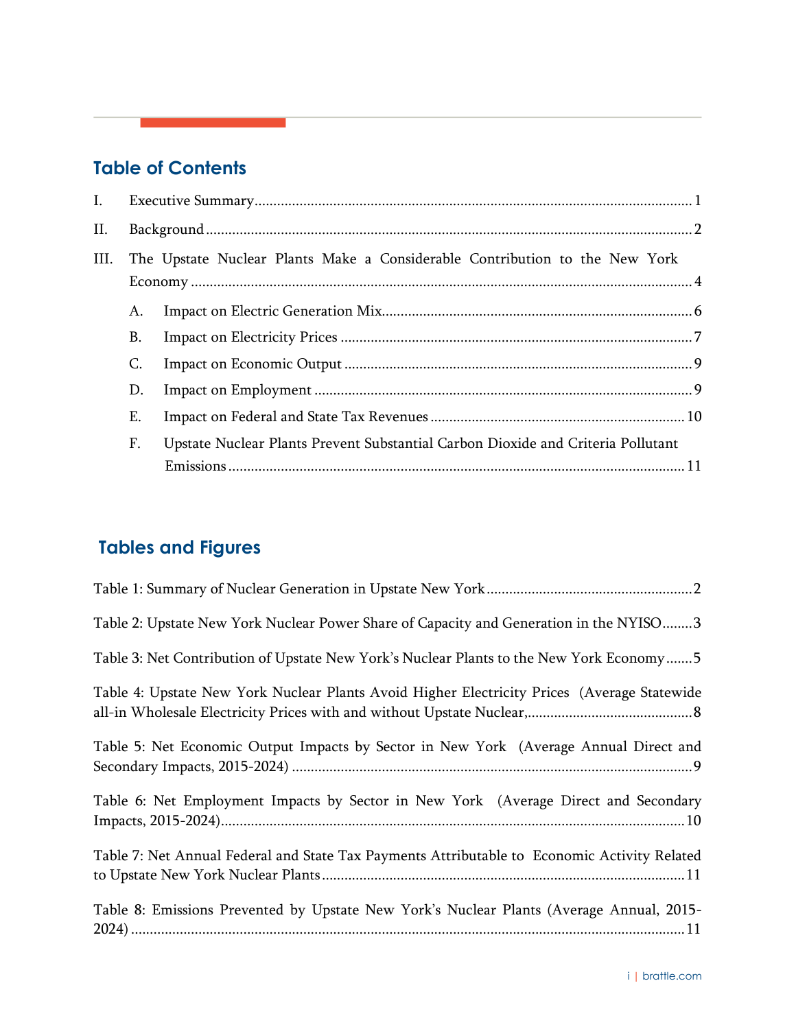## Table of Contents

I. Executive Summary ........ 1

II. Background ........ 2

III. The Upstate Nuclear Plants Make a Considerable Contribution to the New York Economy ........ 4

- A. Impact on Electric Generation Mix ........ 6
- B. Impact on Electricity Prices ........ 7
- C. Impact on Economic Output ........ 9
- D. Impact on Employment ........ 9
- E. Impact on Federal and State Tax Revenues ........ 10
- F. Upstate Nuclear Plants Prevent Substantial Carbon Dioxide and Criteria Pollutant Emissions ........ 11

## Tables and Figures

Table 1: Summary of Nuclear Generation in Upstate New York ........ 2

Table 2: Upstate New York Nuclear Power Share of Capacity and Generation in the NYISO ........ 3

Table 3: Net Contribution of Upstate New York's Nuclear Plants to the New York Economy ........ 5

Table 4: Upstate New York Nuclear Plants Avoid Higher Electricity Prices (Average Statewide all-in Wholesale Electricity Prices with and without Upstate Nuclear, ........ 8

Table 5: Net Economic Output Impacts by Sector in New York (Average Annual Direct and Secondary Impacts, 2015-2024) ........ 9

Table 6: Net Employment Impacts by Sector in New York (Average Direct and Secondary Impacts, 2015-2024) ........ 10

Table 7: Net Annual Federal and State Tax Payments Attributable to Economic Activity Related to Upstate New York Nuclear Plants ........ 11

Table 8: Emissions Prevented by Upstate New York's Nuclear Plants (Average Annual, 2015-2024) ........ 11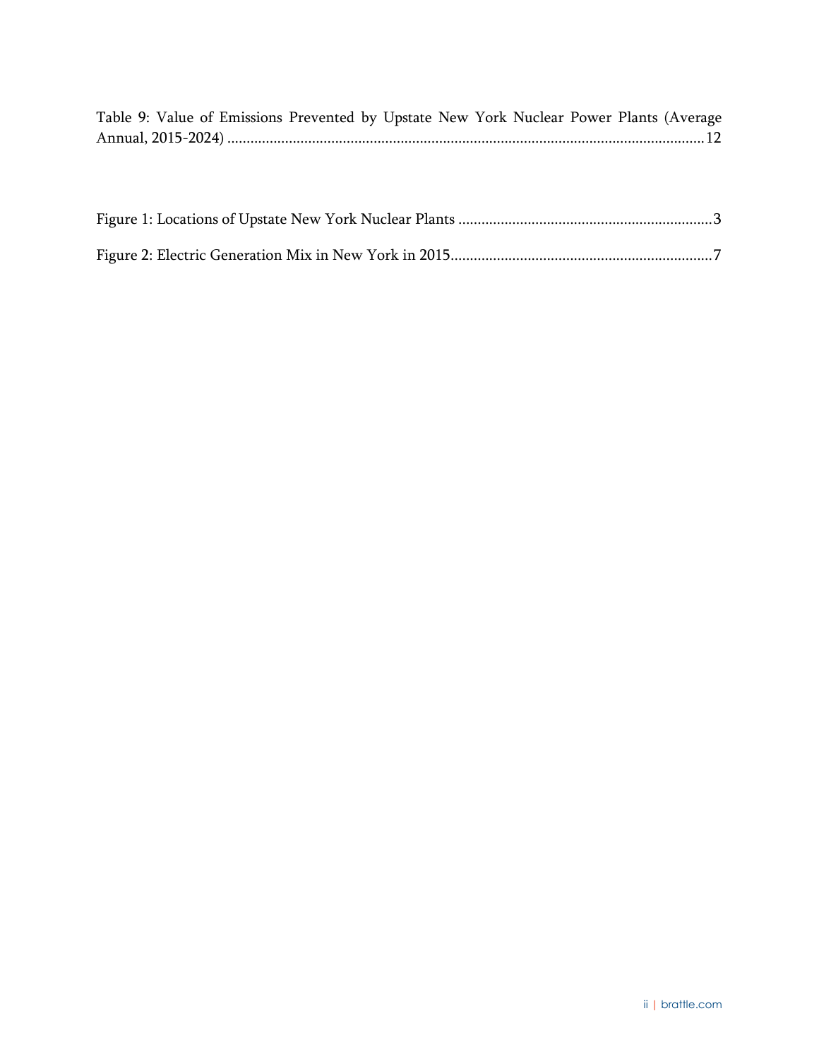Table 9: Value of Emissions Prevented by Upstate New York Nuclear Power Plants (Average Annual, 2015-2024) ....................................................................................................................... 12

Figure 1: Locations of Upstate New York Nuclear Plants ................................................................ 3

Figure 2: Electric Generation Mix in New York in 2015................................................................... 7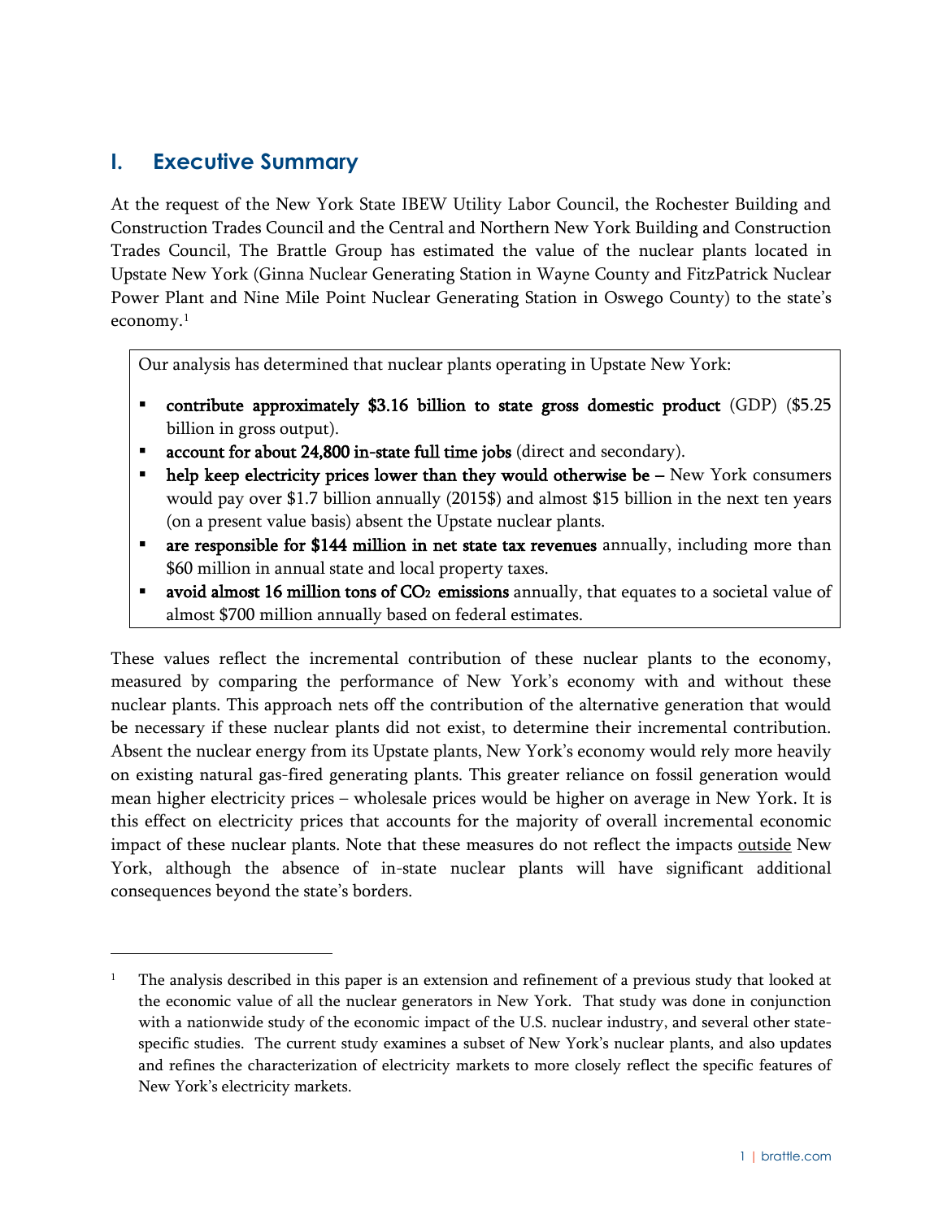## I. Executive Summary

At the request of the New York State IBEW Utility Labor Council, the Rochester Building and Construction Trades Council and the Central and Northern New York Building and Construction Trades Council, The Brattle Group has estimated the value of the nuclear plants located in Upstate New York (Ginna Nuclear Generating Station in Wayne County and FitzPatrick Nuclear Power Plant and Nine Mile Point Nuclear Generating Station in Oswego County) to the state's economy.[1]

> Our analysis has determined that nuclear plants operating in Upstate New York:
>
> - **contribute approximately $3.16 billion to state gross domestic product** (GDP) ($5.25 billion in gross output).
> - **account for about 24,800 in-state full time jobs** (direct and secondary).
> - **help keep electricity prices lower than they would otherwise be** – New York consumers would pay over $1.7 billion annually (2015$) and almost $15 billion in the next ten years (on a present value basis) absent the Upstate nuclear plants.
> - **are responsible for $144 million in net state tax revenues** annually, including more than $60 million in annual state and local property taxes.
> - **avoid almost 16 million tons of $CO_2$ emissions** annually, that equates to a societal value of almost $700 million annually based on federal estimates.

These values reflect the incremental contribution of these nuclear plants to the economy, measured by comparing the performance of New York's economy with and without these nuclear plants. This approach nets off the contribution of the alternative generation that would be necessary if these nuclear plants did not exist, to determine their incremental contribution. Absent the nuclear energy from its Upstate plants, New York's economy would rely more heavily on existing natural gas-fired generating plants. This greater reliance on fossil generation would mean higher electricity prices – wholesale prices would be higher on average in New York. It is this effect on electricity prices that accounts for the majority of overall incremental economic impact of these nuclear plants. Note that these measures do not reflect the impacts <u>outside</u> New York, although the absence of in-state nuclear plants will have significant additional consequences beyond the state's borders.

---

[1] The analysis described in this paper is an extension and refinement of a previous study that looked at the economic value of all the nuclear generators in New York. That study was done in conjunction with a nationwide study of the economic impact of the U.S. nuclear industry, and several other state-specific studies. The current study examines a subset of New York's nuclear plants, and also updates and refines the characterization of electricity markets to more closely reflect the specific features of New York's electricity markets.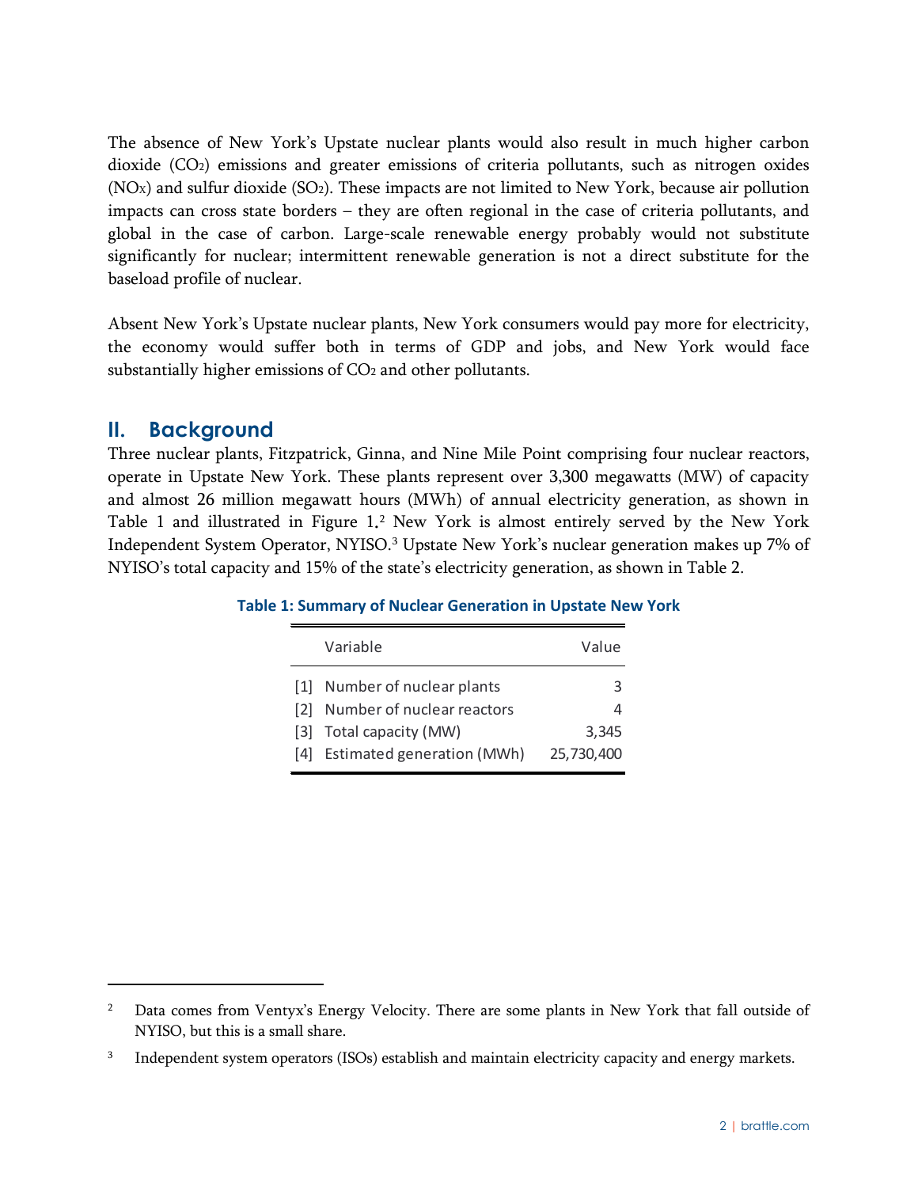The absence of New York's Upstate nuclear plants would also result in much higher carbon dioxide ($CO_2$) emissions and greater emissions of criteria pollutants, such as nitrogen oxides ($NO_X$) and sulfur dioxide ($SO_2$). These impacts are not limited to New York, because air pollution impacts can cross state borders – they are often regional in the case of criteria pollutants, and global in the case of carbon. Large-scale renewable energy probably would not substitute significantly for nuclear; intermittent renewable generation is not a direct substitute for the baseload profile of nuclear.

Absent New York's Upstate nuclear plants, New York consumers would pay more for electricity, the economy would suffer both in terms of GDP and jobs, and New York would face substantially higher emissions of $CO_2$ and other pollutants.

## II. Background

Three nuclear plants, Fitzpatrick, Ginna, and Nine Mile Point comprising four nuclear reactors, operate in Upstate New York. These plants represent over 3,300 megawatts (MW) of capacity and almost 26 million megawatt hours (MWh) of annual electricity generation, as shown in Table 1 and illustrated in Figure 1.[2] New York is almost entirely served by the New York Independent System Operator, NYISO.[3] Upstate New York's nuclear generation makes up 7% of NYISO's total capacity and 15% of the state's electricity generation, as shown in Table 2.

**Table 1: Summary of Nuclear Generation in Upstate New York**

| | Variable | Value |
|---|---|---|
| [1] | Number of nuclear plants | 3 |
| [2] | Number of nuclear reactors | 4 |
| [3] | Total capacity (MW) | 3,345 |
| [4] | Estimated generation (MWh) | 25,730,400 |

[2] Data comes from Ventyx's Energy Velocity. There are some plants in New York that fall outside of NYISO, but this is a small share.

[3] Independent system operators (ISOs) establish and maintain electricity capacity and energy markets.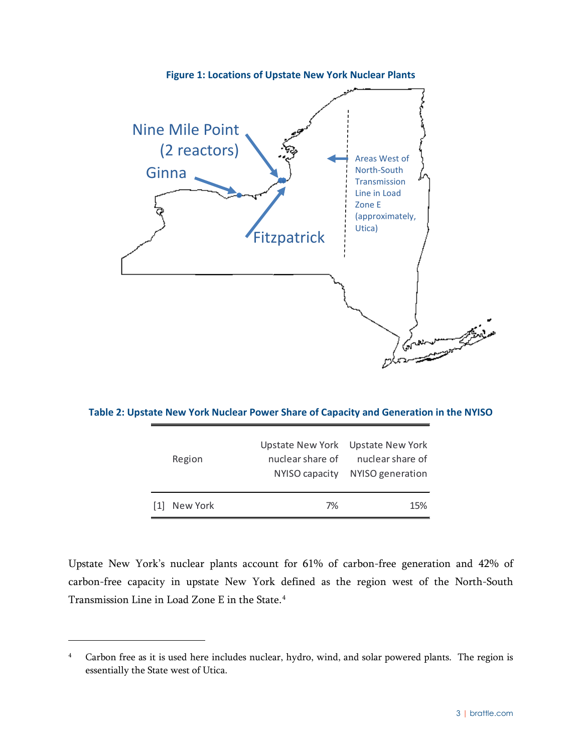**Figure 1: Locations of Upstate New York Nuclear Plants**

**Table 2: Upstate New York Nuclear Power Share of Capacity and Generation in the NYISO**

| | Region | Upstate New York nuclear share of NYISO capacity | Upstate New York nuclear share of NYISO generation |
|---|---|---|---|
| [1] | New York | 7% | 15% |

Upstate New York's nuclear plants account for 61% of carbon-free generation and 42% of carbon-free capacity in upstate New York defined as the region west of the North-South Transmission Line in Load Zone E in the State.[4]

---

[4] Carbon free as it is used here includes nuclear, hydro, wind, and solar powered plants. The region is essentially the State west of Utica.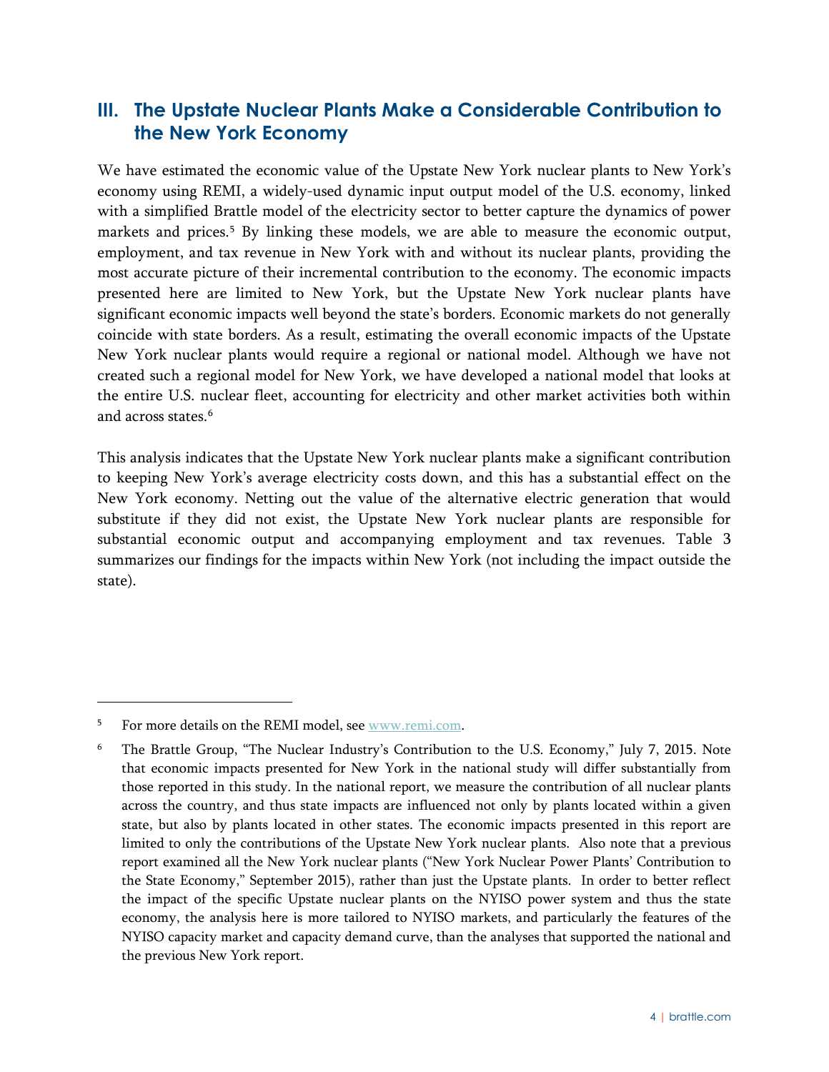## III. The Upstate Nuclear Plants Make a Considerable Contribution to the New York Economy

We have estimated the economic value of the Upstate New York nuclear plants to New York's economy using REMI, a widely-used dynamic input output model of the U.S. economy, linked with a simplified Brattle model of the electricity sector to better capture the dynamics of power markets and prices.[5] By linking these models, we are able to measure the economic output, employment, and tax revenue in New York with and without its nuclear plants, providing the most accurate picture of their incremental contribution to the economy. The economic impacts presented here are limited to New York, but the Upstate New York nuclear plants have significant economic impacts well beyond the state's borders. Economic markets do not generally coincide with state borders. As a result, estimating the overall economic impacts of the Upstate New York nuclear plants would require a regional or national model. Although we have not created such a regional model for New York, we have developed a national model that looks at the entire U.S. nuclear fleet, accounting for electricity and other market activities both within and across states.[6]

This analysis indicates that the Upstate New York nuclear plants make a significant contribution to keeping New York's average electricity costs down, and this has a substantial effect on the New York economy. Netting out the value of the alternative electric generation that would substitute if they did not exist, the Upstate New York nuclear plants are responsible for substantial economic output and accompanying employment and tax revenues. Table 3 summarizes our findings for the impacts within New York (not including the impact outside the state).

---

[5] For more details on the REMI model, see www.remi.com.

[6] The Brattle Group, "The Nuclear Industry's Contribution to the U.S. Economy," July 7, 2015. Note that economic impacts presented for New York in the national study will differ substantially from those reported in this study. In the national report, we measure the contribution of all nuclear plants across the country, and thus state impacts are influenced not only by plants located within a given state, but also by plants located in other states. The economic impacts presented in this report are limited to only the contributions of the Upstate New York nuclear plants. Also note that a previous report examined all the New York nuclear plants ("New York Nuclear Power Plants' Contribution to the State Economy," September 2015), rather than just the Upstate plants. In order to better reflect the impact of the specific Upstate nuclear plants on the NYISO power system and thus the state economy, the analysis here is more tailored to NYISO markets, and particularly the features of the NYISO capacity market and capacity demand curve, than the analyses that supported the national and the previous New York report.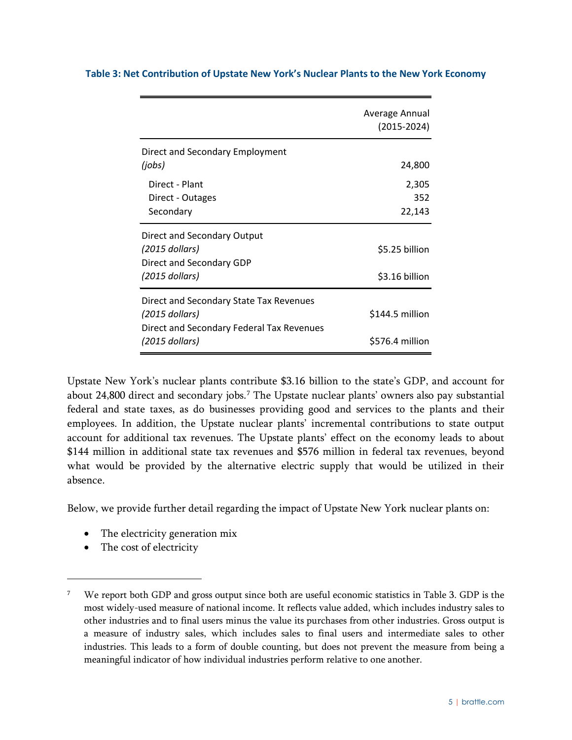**Table 3: Net Contribution of Upstate New York's Nuclear Plants to the New York Economy**

| | Average Annual (2015-2024) |
|---|---|
| Direct and Secondary Employment *(jobs)* | 24,800 |
| Direct - Plant | 2,305 |
| Direct - Outages | 352 |
| Secondary | 22,143 |
| Direct and Secondary Output *(2015 dollars)* | $5.25 billion |
| Direct and Secondary GDP *(2015 dollars)* | $3.16 billion |
| Direct and Secondary State Tax Revenues *(2015 dollars)* | $144.5 million |
| Direct and Secondary Federal Tax Revenues *(2015 dollars)* | $576.4 million |

Upstate New York's nuclear plants contribute $3.16 billion to the state's GDP, and account for about 24,800 direct and secondary jobs.[7] The Upstate nuclear plants' owners also pay substantial federal and state taxes, as do businesses providing good and services to the plants and their employees. In addition, the Upstate nuclear plants' incremental contributions to state output account for additional tax revenues. The Upstate plants' effect on the economy leads to about $144 million in additional state tax revenues and $576 million in federal tax revenues, beyond what would be provided by the alternative electric supply that would be utilized in their absence.

Below, we provide further detail regarding the impact of Upstate New York nuclear plants on:

- The electricity generation mix
- The cost of electricity

[7] We report both GDP and gross output since both are useful economic statistics in Table 3. GDP is the most widely-used measure of national income. It reflects value added, which includes industry sales to other industries and to final users minus the value its purchases from other industries. Gross output is a measure of industry sales, which includes sales to final users and intermediate sales to other industries. This leads to a form of double counting, but does not prevent the measure from being a meaningful indicator of how individual industries perform relative to one another.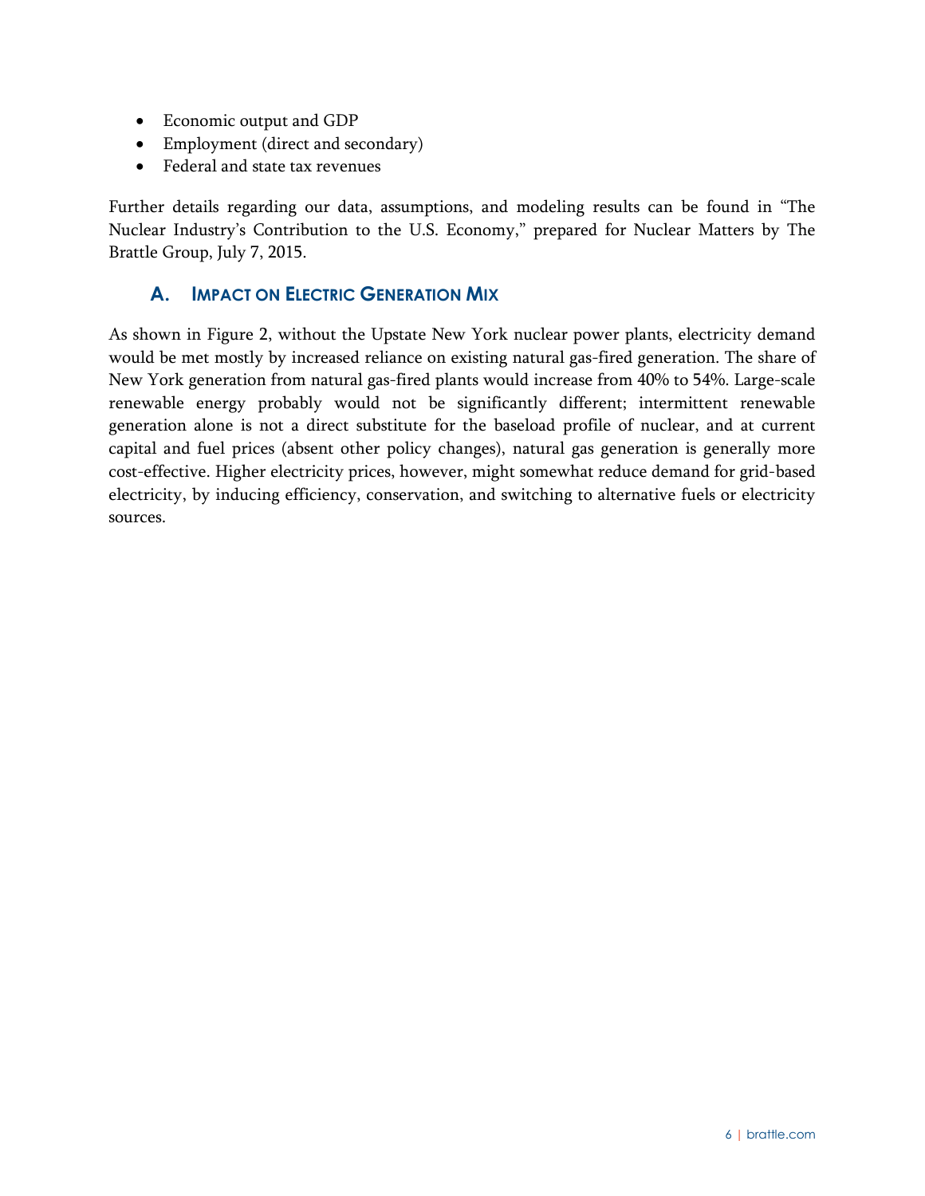- Economic output and GDP
- Employment (direct and secondary)
- Federal and state tax revenues

Further details regarding our data, assumptions, and modeling results can be found in "The Nuclear Industry's Contribution to the U.S. Economy," prepared for Nuclear Matters by The Brattle Group, July 7, 2015.

## A. Impact on Electric Generation Mix

As shown in Figure 2, without the Upstate New York nuclear power plants, electricity demand would be met mostly by increased reliance on existing natural gas-fired generation. The share of New York generation from natural gas-fired plants would increase from 40% to 54%. Large-scale renewable energy probably would not be significantly different; intermittent renewable generation alone is not a direct substitute for the baseload profile of nuclear, and at current capital and fuel prices (absent other policy changes), natural gas generation is generally more cost-effective. Higher electricity prices, however, might somewhat reduce demand for grid-based electricity, by inducing efficiency, conservation, and switching to alternative fuels or electricity sources.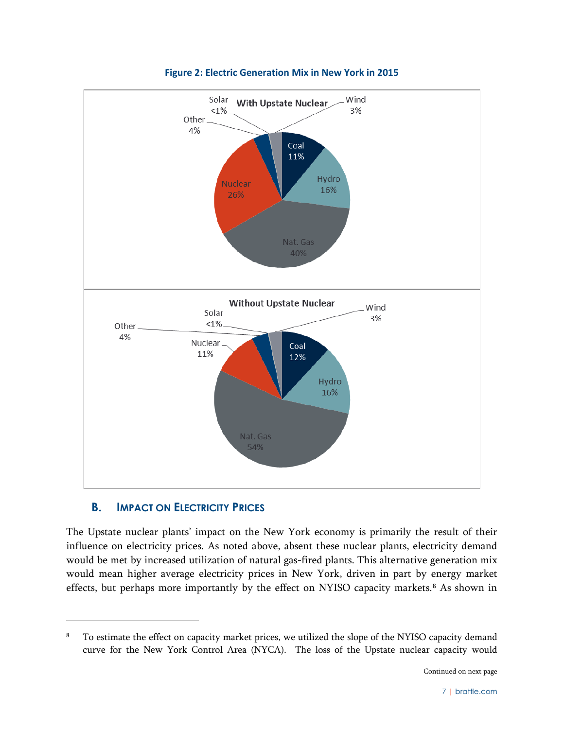**Figure 2: Electric Generation Mix in New York in 2015**

With Upstate Nuclear: Coal 11%, Hydro 16%, Nat. Gas 40%, Nuclear 26%, Other 4%, Solar <1%, Wind 3%

Without Upstate Nuclear: Coal 12%, Hydro 16%, Nat. Gas 54%, Nuclear 11%, Other 4%, Solar <1%, Wind 3%

## B. Impact on Electricity Prices

The Upstate nuclear plants' impact on the New York economy is primarily the result of their influence on electricity prices. As noted above, absent these nuclear plants, electricity demand would be met by increased utilization of natural gas-fired plants. This alternative generation mix would mean higher average electricity prices in New York, driven in part by energy market effects, but perhaps more importantly by the effect on NYISO capacity markets.[8] As shown in

---

[8] To estimate the effect on capacity market prices, we utilized the slope of the NYISO capacity demand curve for the New York Control Area (NYCA). The loss of the Upstate nuclear capacity would

Continued on next page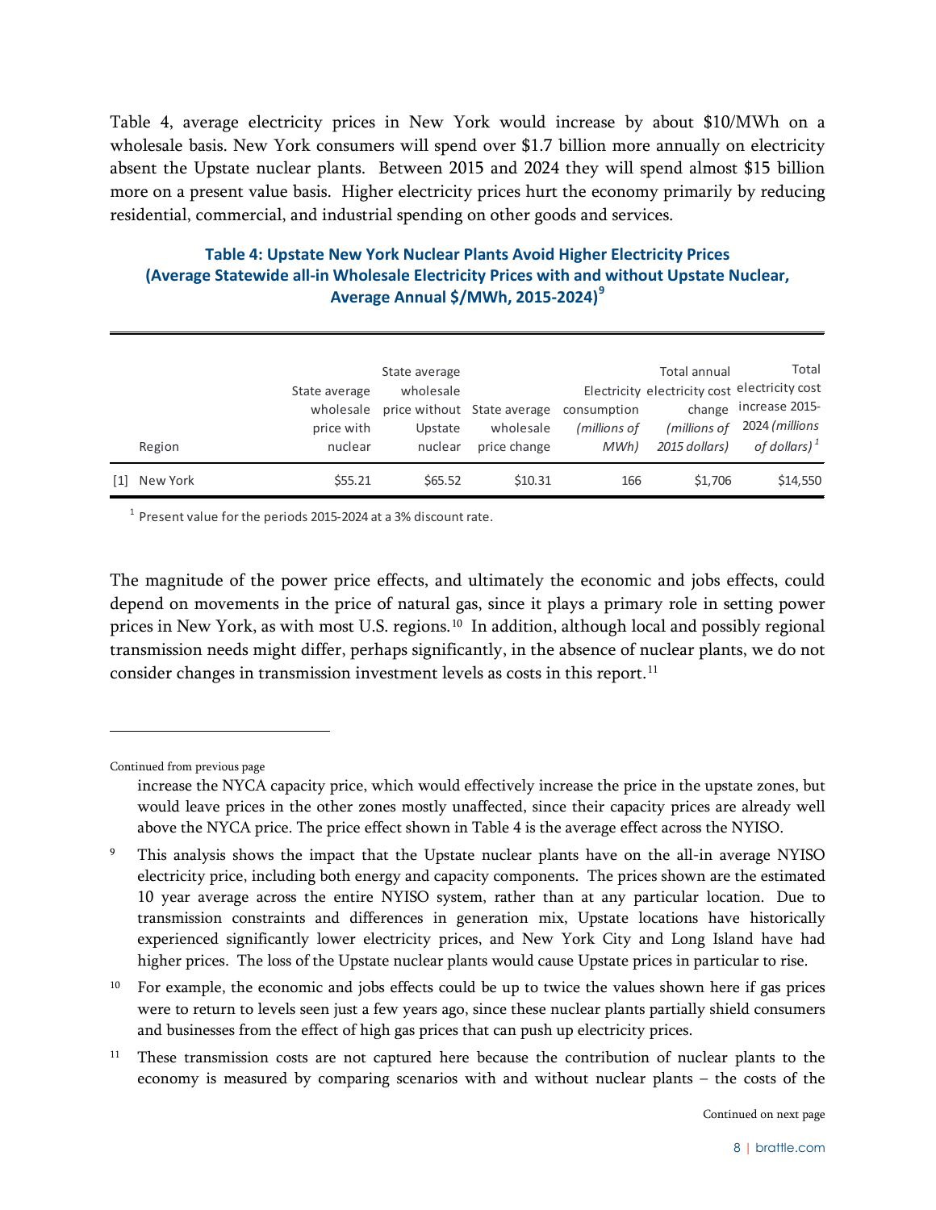Table 4, average electricity prices in New York would increase by about $10/MWh on a wholesale basis. New York consumers will spend over $1.7 billion more annually on electricity absent the Upstate nuclear plants. Between 2015 and 2024 they will spend almost $15 billion more on a present value basis. Higher electricity prices hurt the economy primarily by reducing residential, commercial, and industrial spending on other goods and services.

**Table 4: Upstate New York Nuclear Plants Avoid Higher Electricity Prices (Average Statewide all-in Wholesale Electricity Prices with and without Upstate Nuclear, Average Annual $/MWh, 2015-2024)[9]**

| | Region | State average wholesale price with nuclear | State average wholesale price without Upstate nuclear | State average wholesale price change | Electricity consumption *(millions of MWh)* | Total annual electricity cost change *(millions of 2015 dollars)* | Total electricity cost increase 2015-2024 *(millions of dollars)* [1] |
|---|---|---|---|---|---|---|---|
| [1] | New York | $55.21 | $65.52 | $10.31 | 166 | $1,706 | $14,550 |

[1] Present value for the periods 2015-2024 at a 3% discount rate.

The magnitude of the power price effects, and ultimately the economic and jobs effects, could depend on movements in the price of natural gas, since it plays a primary role in setting power prices in New York, as with most U.S. regions.[10] In addition, although local and possibly regional transmission needs might differ, perhaps significantly, in the absence of nuclear plants, we do not consider changes in transmission investment levels as costs in this report.[11]

---

Continued from previous page

increase the NYCA capacity price, which would effectively increase the price in the upstate zones, but would leave prices in the other zones mostly unaffected, since their capacity prices are already well above the NYCA price. The price effect shown in Table 4 is the average effect across the NYISO.

[9] This analysis shows the impact that the Upstate nuclear plants have on the all-in average NYISO electricity price, including both energy and capacity components. The prices shown are the estimated 10 year average across the entire NYISO system, rather than at any particular location. Due to transmission constraints and differences in generation mix, Upstate locations have historically experienced significantly lower electricity prices, and New York City and Long Island have had higher prices. The loss of the Upstate nuclear plants would cause Upstate prices in particular to rise.

[10] For example, the economic and jobs effects could be up to twice the values shown here if gas prices were to return to levels seen just a few years ago, since these nuclear plants partially shield consumers and businesses from the effect of high gas prices that can push up electricity prices.

[11] These transmission costs are not captured here because the contribution of nuclear plants to the economy is measured by comparing scenarios with and without nuclear plants – the costs of the

Continued on next page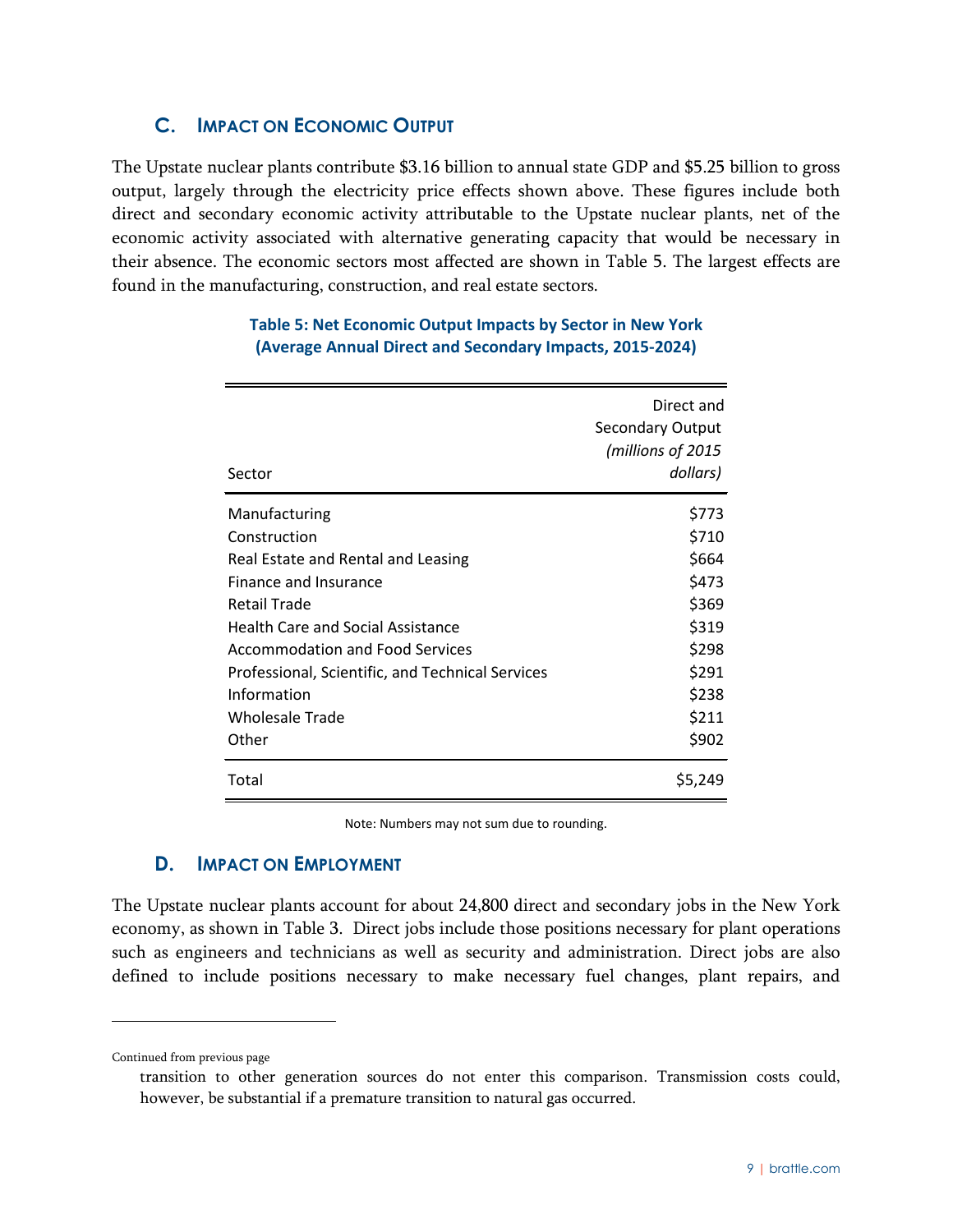## C. Impact on Economic Output

The Upstate nuclear plants contribute $3.16 billion to annual state GDP and $5.25 billion to gross output, largely through the electricity price effects shown above. These figures include both direct and secondary economic activity attributable to the Upstate nuclear plants, net of the economic activity associated with alternative generating capacity that would be necessary in their absence. The economic sectors most affected are shown in Table 5. The largest effects are found in the manufacturing, construction, and real estate sectors.

**Table 5: Net Economic Output Impacts by Sector in New York (Average Annual Direct and Secondary Impacts, 2015-2024)**

| Sector | Direct and Secondary Output *(millions of 2015 dollars)* |
|---|---:|
| Manufacturing | $773 |
| Construction | $710 |
| Real Estate and Rental and Leasing | $664 |
| Finance and Insurance | $473 |
| Retail Trade | $369 |
| Health Care and Social Assistance | $319 |
| Accommodation and Food Services | $298 |
| Professional, Scientific, and Technical Services | $291 |
| Information | $238 |
| Wholesale Trade | $211 |
| Other | $902 |
| Total | $5,249 |

Note: Numbers may not sum due to rounding.

## D. Impact on Employment

The Upstate nuclear plants account for about 24,800 direct and secondary jobs in the New York economy, as shown in Table 3. Direct jobs include those positions necessary for plant operations such as engineers and technicians as well as security and administration. Direct jobs are also defined to include positions necessary to make necessary fuel changes, plant repairs, and

---

Continued from previous page

transition to other generation sources do not enter this comparison. Transmission costs could, however, be substantial if a premature transition to natural gas occurred.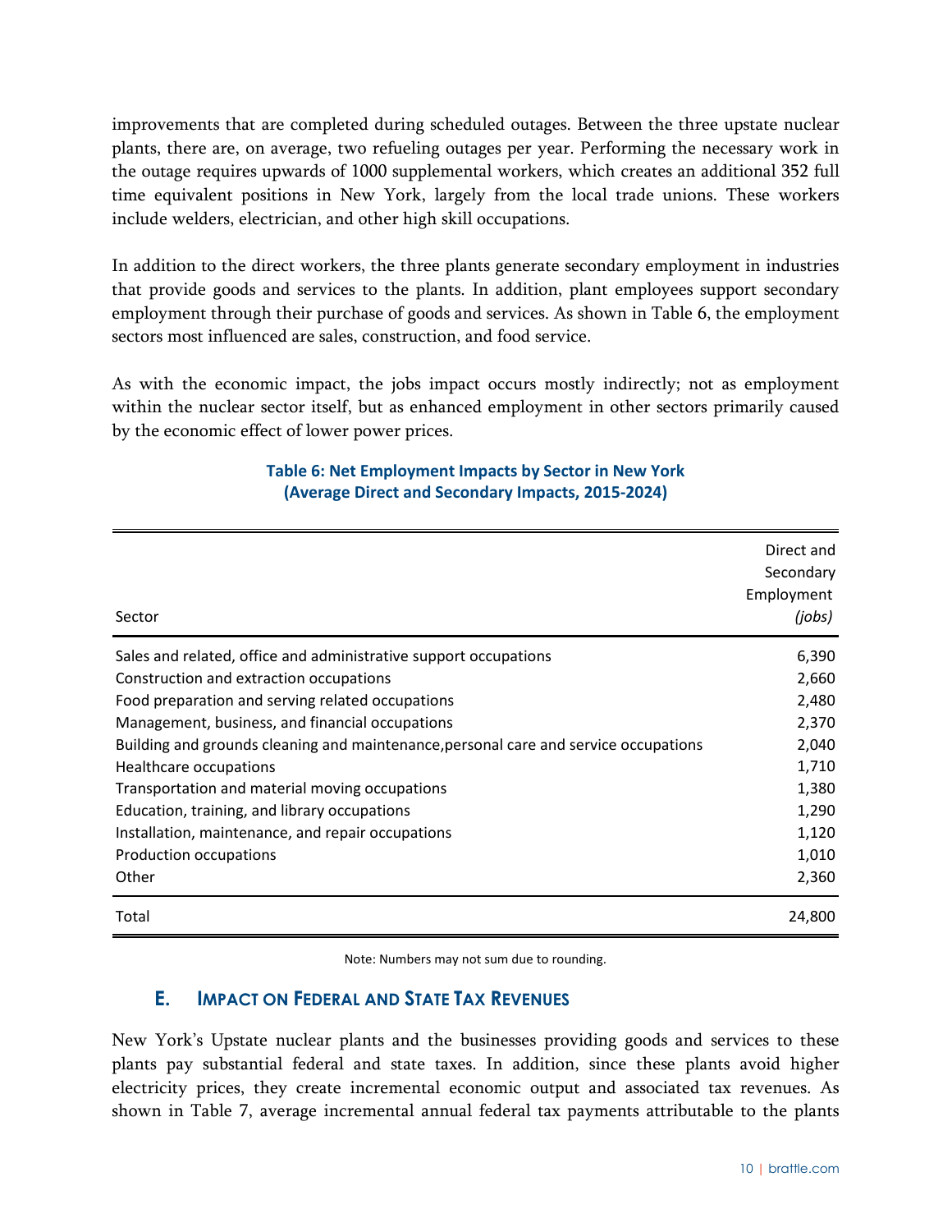improvements that are completed during scheduled outages. Between the three upstate nuclear plants, there are, on average, two refueling outages per year. Performing the necessary work in the outage requires upwards of 1000 supplemental workers, which creates an additional 352 full time equivalent positions in New York, largely from the local trade unions. These workers include welders, electrician, and other high skill occupations.

In addition to the direct workers, the three plants generate secondary employment in industries that provide goods and services to the plants. In addition, plant employees support secondary employment through their purchase of goods and services. As shown in Table 6, the employment sectors most influenced are sales, construction, and food service.

As with the economic impact, the jobs impact occurs mostly indirectly; not as employment within the nuclear sector itself, but as enhanced employment in other sectors primarily caused by the economic effect of lower power prices.

**Table 6: Net Employment Impacts by Sector in New York (Average Direct and Secondary Impacts, 2015-2024)**

| Sector | Direct and Secondary Employment *(jobs)* |
|---|---|
| Sales and related, office and administrative support occupations | 6,390 |
| Construction and extraction occupations | 2,660 |
| Food preparation and serving related occupations | 2,480 |
| Management, business, and financial occupations | 2,370 |
| Building and grounds cleaning and maintenance,personal care and service occupations | 2,040 |
| Healthcare occupations | 1,710 |
| Transportation and material moving occupations | 1,380 |
| Education, training, and library occupations | 1,290 |
| Installation, maintenance, and repair occupations | 1,120 |
| Production occupations | 1,010 |
| Other | 2,360 |
| Total | 24,800 |

Note: Numbers may not sum due to rounding.

## E. Impact on Federal and State Tax Revenues

New York's Upstate nuclear plants and the businesses providing goods and services to these plants pay substantial federal and state taxes. In addition, since these plants avoid higher electricity prices, they create incremental economic output and associated tax revenues. As shown in Table 7, average incremental annual federal tax payments attributable to the plants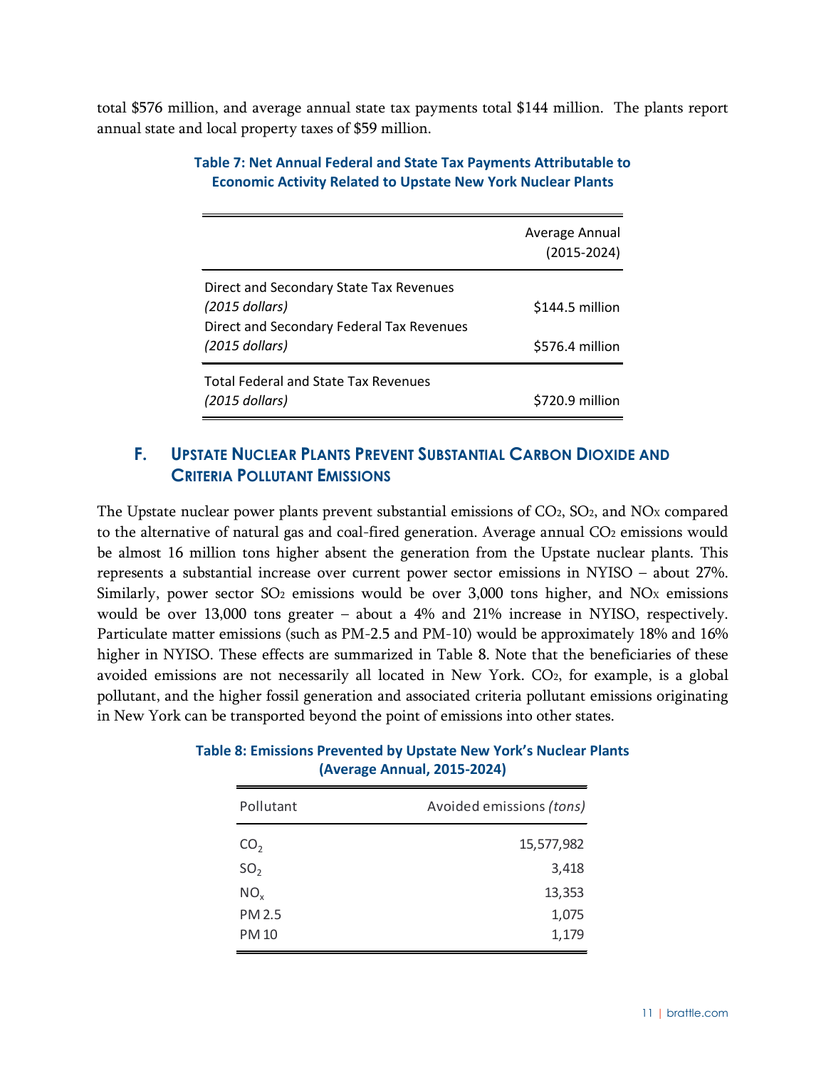total $576 million, and average annual state tax payments total $144 million. The plants report annual state and local property taxes of $59 million.

**Table 7: Net Annual Federal and State Tax Payments Attributable to Economic Activity Related to Upstate New York Nuclear Plants**

| | Average Annual (2015-2024) |
|---|---|
| Direct and Secondary State Tax Revenues *(2015 dollars)* | $144.5 million |
| Direct and Secondary Federal Tax Revenues *(2015 dollars)* | $576.4 million |
| Total Federal and State Tax Revenues *(2015 dollars)* | $720.9 million |

## F. Upstate Nuclear Plants Prevent Substantial Carbon Dioxide and Criteria Pollutant Emissions

The Upstate nuclear power plants prevent substantial emissions of $CO_2$, $SO_2$, and $NO_X$ compared to the alternative of natural gas and coal-fired generation. Average annual $CO_2$ emissions would be almost 16 million tons higher absent the generation from the Upstate nuclear plants. This represents a substantial increase over current power sector emissions in NYISO – about 27%. Similarly, power sector $SO_2$ emissions would be over 3,000 tons higher, and $NO_X$ emissions would be over 13,000 tons greater – about a 4% and 21% increase in NYISO, respectively. Particulate matter emissions (such as PM-2.5 and PM-10) would be approximately 18% and 16% higher in NYISO. These effects are summarized in Table 8. Note that the beneficiaries of these avoided emissions are not necessarily all located in New York. $CO_2$, for example, is a global pollutant, and the higher fossil generation and associated criteria pollutant emissions originating in New York can be transported beyond the point of emissions into other states.

**Table 8: Emissions Prevented by Upstate New York's Nuclear Plants (Average Annual, 2015-2024)**

| Pollutant | Avoided emissions *(tons)* |
|---|---|
| $CO_2$ | 15,577,982 |
| $SO_2$ | 3,418 |
| $NO_x$ | 13,353 |
| PM 2.5 | 1,075 |
| PM 10 | 1,179 |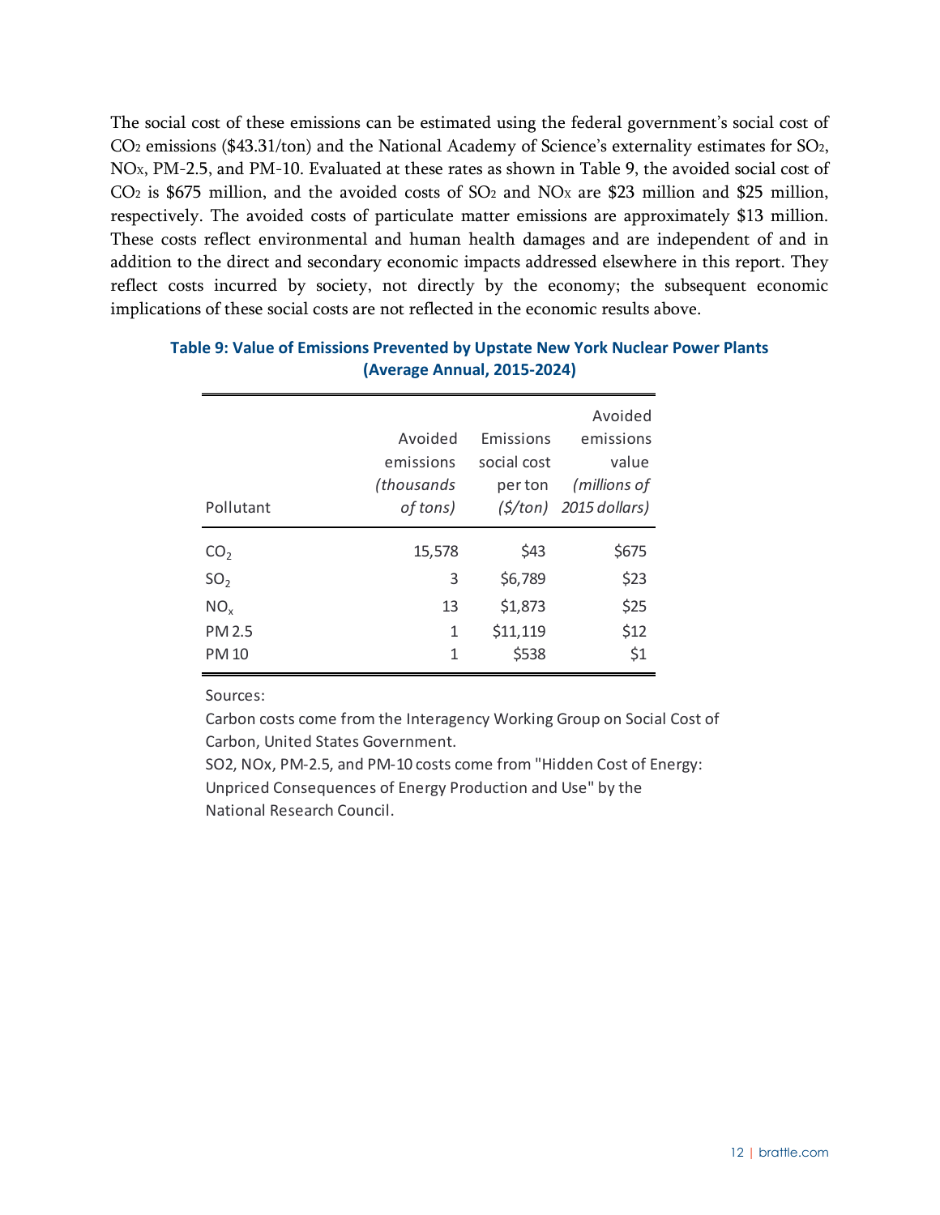The social cost of these emissions can be estimated using the federal government's social cost of $CO_2$ emissions ($43.31/ton) and the National Academy of Science's externality estimates for $SO_2$, $NO_X$, PM-2.5, and PM-10. Evaluated at these rates as shown in Table 9, the avoided social cost of $CO_2$ is $675 million, and the avoided costs of $SO_2$ and $NO_X$ are $23 million and $25 million, respectively. The avoided costs of particulate matter emissions are approximately $13 million. These costs reflect environmental and human health damages and are independent of and in addition to the direct and secondary economic impacts addressed elsewhere in this report. They reflect costs incurred by society, not directly by the economy; the subsequent economic implications of these social costs are not reflected in the economic results above.

**Table 9: Value of Emissions Prevented by Upstate New York Nuclear Power Plants (Average Annual, 2015-2024)**

| Pollutant | Avoided emissions *(thousands of tons)* | Emissions social cost per ton *($/ton)* | Avoided emissions value *(millions of 2015 dollars)* |
|---|---|---|---|
| $CO_2$ | 15,578 | $43 | $675 |
| $SO_2$ | 3 | $6,789 | $23 |
| $NO_x$ | 13 | $1,873 | $25 |
| PM 2.5 | 1 | $11,119 | $12 |
| PM 10 | 1 | $538 | $1 |

Sources:

Carbon costs come from the Interagency Working Group on Social Cost of Carbon, United States Government.

SO2, NOx, PM-2.5, and PM-10 costs come from "Hidden Cost of Energy: Unpriced Consequences of Energy Production and Use" by the National Research Council.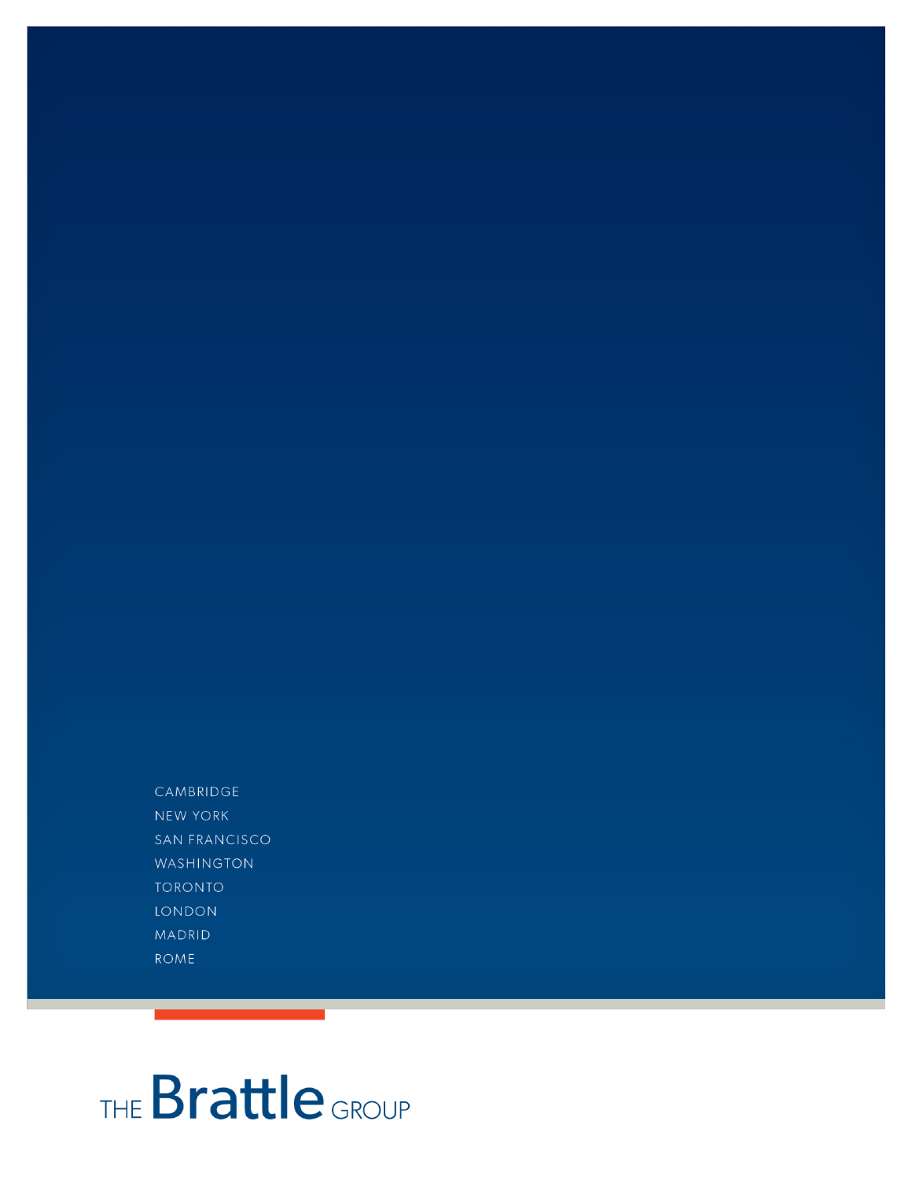CAMBRIDGE
NEW YORK
SAN FRANCISCO
WASHINGTON
TORONTO
LONDON
MADRID
ROME

THE Brattle GROUP